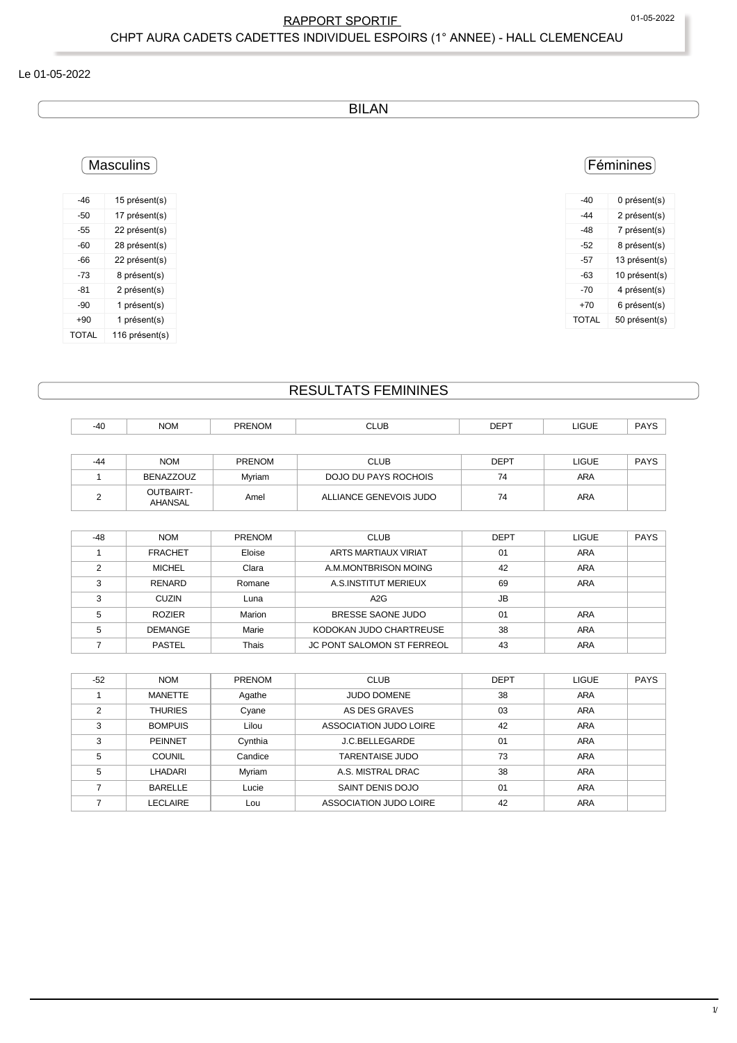RAPPORT SPORTIF

CHPT AURA CADETS CADETTES INDIVIDUEL ESPOIRS (1° ANNEE) - HALL CLEMENCEAU

Le 01-05-2022

## BILAN

### Masculins

| -46 | 15 présent(s) |
|---|---|
| -50 | 17 présent(s) |
| -55 | 22 présent(s) |
| -60 | 28 présent(s) |
| -66 | 22 présent(s) |
| -73 | 8 présent(s) |
| -81 | 2 présent(s) |
| -90 | 1 présent(s) |
| +90 | 1 présent(s) |
| TOTAL | 116 présent(s) |

### Féminines

| -40 | 0 présent(s) |
|---|---|
| -44 | 2 présent(s) |
| -48 | 7 présent(s) |
| -52 | 8 présent(s) |
| -57 | 13 présent(s) |
| -63 | 10 présent(s) |
| -70 | 4 présent(s) |
| +70 | 6 présent(s) |
| TOTAL | 50 présent(s) |

## RESULTATS FEMININES

| -40 | NOM | PRENOM | CLUB | DEPT | LIGUE | PAYS |
|---|---|---|---|---|---|---|

| -44 | NOM | PRENOM | CLUB | DEPT | LIGUE | PAYS |
|---|---|---|---|---|---|---|
| 1 | BENAZZOUZ | Myriam | DOJO DU PAYS ROCHOIS | 74 | ARA | |
| 2 | OUTBAIRT-AHANSAL | Amel | ALLIANCE GENEVOIS JUDO | 74 | ARA | |

| -48 | NOM | PRENOM | CLUB | DEPT | LIGUE | PAYS |
|---|---|---|---|---|---|---|
| 1 | FRACHET | Eloise | ARTS MARTIAUX VIRIAT | 01 | ARA | |
| 2 | MICHEL | Clara | A.M.MONTBRISON MOING | 42 | ARA | |
| 3 | RENARD | Romane | A.S.INSTITUT MERIEUX | 69 | ARA | |
| 3 | CUZIN | Luna | A2G | JB | | |
| 5 | ROZIER | Marion | BRESSE SAONE JUDO | 01 | ARA | |
| 5 | DEMANGE | Marie | KODOKAN JUDO CHARTREUSE | 38 | ARA | |
| 7 | PASTEL | Thais | JC PONT SALOMON ST FERREOL | 43 | ARA | |

| -52 | NOM | PRENOM | CLUB | DEPT | LIGUE | PAYS |
|---|---|---|---|---|---|---|
| 1 | MANETTE | Agathe | JUDO DOMENE | 38 | ARA | |
| 2 | THURIES | Cyane | AS DES GRAVES | 03 | ARA | |
| 3 | BOMPUIS | Lilou | ASSOCIATION JUDO LOIRE | 42 | ARA | |
| 3 | PEINNET | Cynthia | J.C.BELLEGARDE | 01 | ARA | |
| 5 | COUNIL | Candice | TARENTAISE JUDO | 73 | ARA | |
| 5 | LHADARI | Myriam | A.S. MISTRAL DRAC | 38 | ARA | |
| 7 | BARELLE | Lucie | SAINT DENIS DOJO | 01 | ARA | |
| 7 | LECLAIRE | Lou | ASSOCIATION JUDO LOIRE | 42 | ARA | |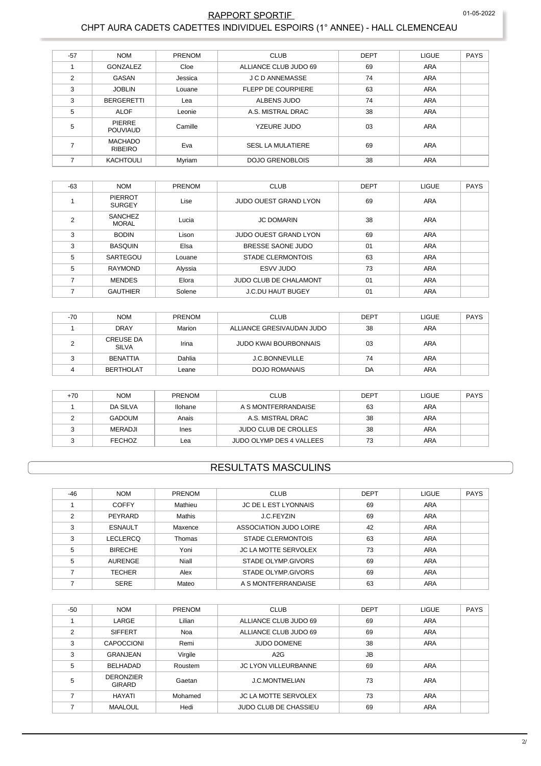# RAPPORT SPORTIF

## CHPT AURA CADETS CADETTES INDIVIDUEL ESPOIRS (1° ANNEE) - HALL CLEMENCEAU

| -57 | NOM | PRENOM | CLUB | DEPT | LIGUE | PAYS |
|---|---|---|---|---|---|---|
| 1 | GONZALEZ | Cloe | ALLIANCE CLUB JUDO 69 | 69 | ARA | |
| 2 | GASAN | Jessica | J C D ANNEMASSE | 74 | ARA | |
| 3 | JOBLIN | Louane | FLEPP DE COURPIERE | 63 | ARA | |
| 3 | BERGERETTI | Lea | ALBENS JUDO | 74 | ARA | |
| 5 | ALOF | Leonie | A.S. MISTRAL DRAC | 38 | ARA | |
| 5 | PIERRE POUVIAUD | Camille | YZEURE JUDO | 03 | ARA | |
| 7 | MACHADO RIBEIRO | Eva | SESL LA MULATIERE | 69 | ARA | |
| 7 | KACHTOULI | Myriam | DOJO GRENOBLOIS | 38 | ARA | |

| -63 | NOM | PRENOM | CLUB | DEPT | LIGUE | PAYS |
|---|---|---|---|---|---|---|
| 1 | PIERROT SURGEY | Lise | JUDO OUEST GRAND LYON | 69 | ARA | |
| 2 | SANCHEZ MORAL | Lucia | JC DOMARIN | 38 | ARA | |
| 3 | BODIN | Lison | JUDO OUEST GRAND LYON | 69 | ARA | |
| 3 | BASQUIN | Elsa | BRESSE SAONE JUDO | 01 | ARA | |
| 5 | SARTEGOU | Louane | STADE CLERMONTOIS | 63 | ARA | |
| 5 | RAYMOND | Alyssia | ESVV JUDO | 73 | ARA | |
| 7 | MENDES | Elora | JUDO CLUB DE CHALAMONT | 01 | ARA | |
| 7 | GAUTHIER | Solene | J.C.DU HAUT BUGEY | 01 | ARA | |

| -70 | NOM | PRENOM | CLUB | DEPT | LIGUE | PAYS |
|---|---|---|---|---|---|---|
| 1 | DRAY | Marion | ALLIANCE GRESIVAUDAN JUDO | 38 | ARA | |
| 2 | CREUSE DA SILVA | Irina | JUDO KWAI BOURBONNAIS | 03 | ARA | |
| 3 | BENATTIA | Dahlia | J.C.BONNEVILLE | 74 | ARA | |
| 4 | BERTHOLAT | Leane | DOJO ROMANAIS | DA | ARA | |

| +70 | NOM | PRENOM | CLUB | DEPT | LIGUE | PAYS |
|---|---|---|---|---|---|---|
| 1 | DA SILVA | Ilohane | A S MONTFERRANDAISE | 63 | ARA | |
| 2 | GADOUM | Anais | A.S. MISTRAL DRAC | 38 | ARA | |
| 3 | MERADJI | Ines | JUDO CLUB DE CROLLES | 38 | ARA | |
| 3 | FECHOZ | Lea | JUDO OLYMP DES 4 VALLEES | 73 | ARA | |

## RESULTATS MASCULINS

| -46 | NOM | PRENOM | CLUB | DEPT | LIGUE | PAYS |
|---|---|---|---|---|---|---|
| 1 | COFFY | Mathieu | JC DE L EST LYONNAIS | 69 | ARA | |
| 2 | PEYRARD | Mathis | J.C.FEYZIN | 69 | ARA | |
| 3 | ESNAULT | Maxence | ASSOCIATION JUDO LOIRE | 42 | ARA | |
| 3 | LECLERCQ | Thomas | STADE CLERMONTOIS | 63 | ARA | |
| 5 | BIRECHE | Yoni | JC LA MOTTE SERVOLEX | 73 | ARA | |
| 5 | AURENGE | Niall | STADE OLYMP.GIVORS | 69 | ARA | |
| 7 | TECHER | Alex | STADE OLYMP.GIVORS | 69 | ARA | |
| 7 | SERE | Mateo | A S MONTFERRANDAISE | 63 | ARA | |

| -50 | NOM | PRENOM | CLUB | DEPT | LIGUE | PAYS |
|---|---|---|---|---|---|---|
| 1 | LARGE | Lilian | ALLIANCE CLUB JUDO 69 | 69 | ARA | |
| 2 | SIFFERT | Noa | ALLIANCE CLUB JUDO 69 | 69 | ARA | |
| 3 | CAPOCCIONI | Remi | JUDO DOMENE | 38 | ARA | |
| 3 | GRANJEAN | Virgile | A2G | JB | | |
| 5 | BELHADAD | Roustem | JC LYON VILLEURBANNE | 69 | ARA | |
| 5 | DERONZIER GIRARD | Gaetan | J.C.MONTMELIAN | 73 | ARA | |
| 7 | HAYATI | Mohamed | JC LA MOTTE SERVOLEX | 73 | ARA | |
| 7 | MAALOUL | Hedi | JUDO CLUB DE CHASSIEU | 69 | ARA | |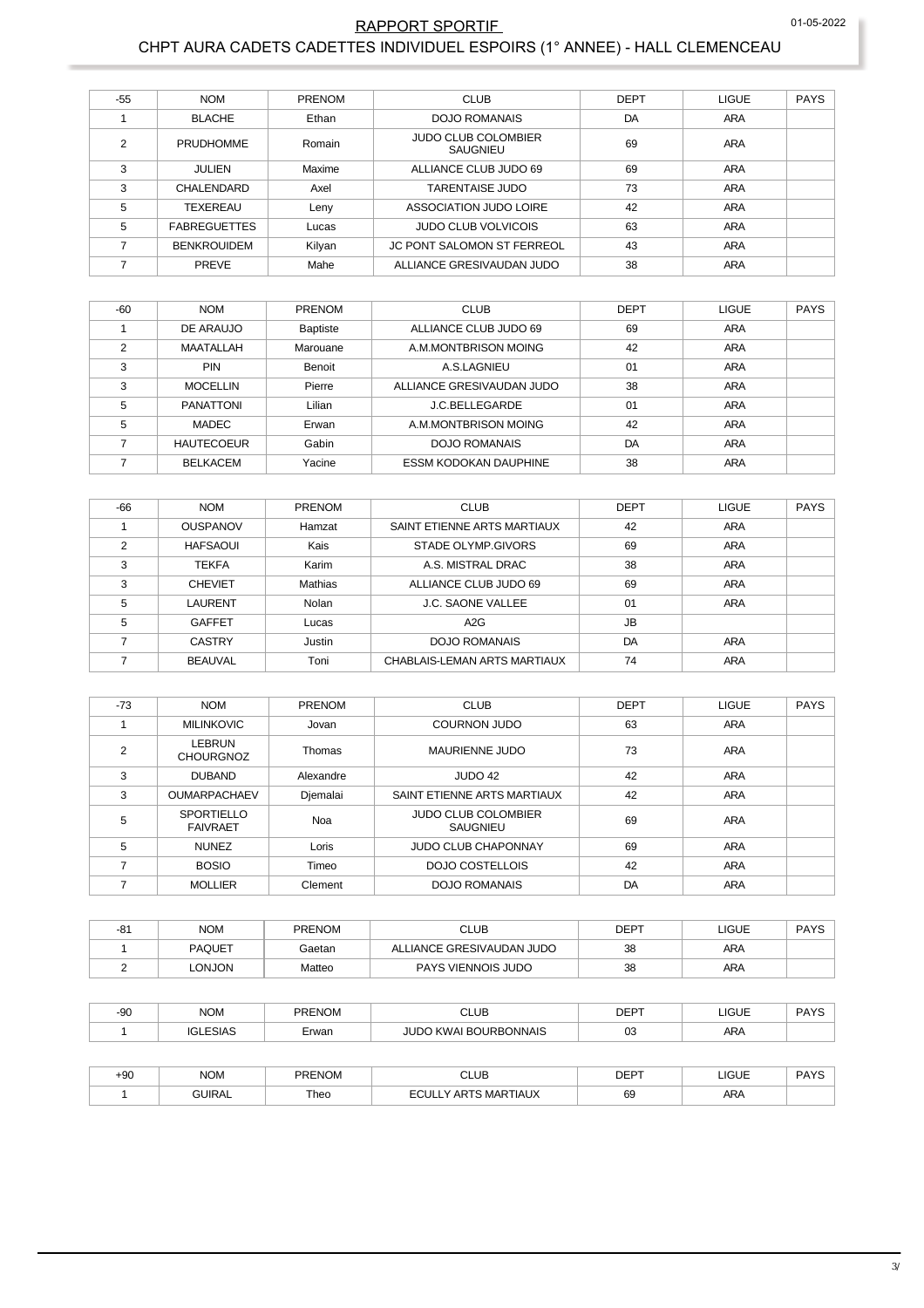RAPPORT SPORTIF

CHPT AURA CADETS CADETTES INDIVIDUEL ESPOIRS (1° ANNEE) - HALL CLEMENCEAU

| -55 | NOM | PRENOM | CLUB | DEPT | LIGUE | PAYS |
|---|---|---|---|---|---|---|
| 1 | BLACHE | Ethan | DOJO ROMANAIS | DA | ARA | |
| 2 | PRUDHOMME | Romain | JUDO CLUB COLOMBIER SAUGNIEU | 69 | ARA | |
| 3 | JULIEN | Maxime | ALLIANCE CLUB JUDO 69 | 69 | ARA | |
| 3 | CHALENDARD | Axel | TARENTAISE JUDO | 73 | ARA | |
| 5 | TEXEREAU | Leny | ASSOCIATION JUDO LOIRE | 42 | ARA | |
| 5 | FABREGUETTES | Lucas | JUDO CLUB VOLVICOIS | 63 | ARA | |
| 7 | BENKROUIDEM | Kilyan | JC PONT SALOMON ST FERREOL | 43 | ARA | |
| 7 | PREVE | Mahe | ALLIANCE GRESIVAUDAN JUDO | 38 | ARA | |

| -60 | NOM | PRENOM | CLUB | DEPT | LIGUE | PAYS |
|---|---|---|---|---|---|---|
| 1 | DE ARAUJO | Baptiste | ALLIANCE CLUB JUDO 69 | 69 | ARA | |
| 2 | MAATALLAH | Marouane | A.M.MONTBRISON MOING | 42 | ARA | |
| 3 | PIN | Benoit | A.S.LAGNIEU | 01 | ARA | |
| 3 | MOCELLIN | Pierre | ALLIANCE GRESIVAUDAN JUDO | 38 | ARA | |
| 5 | PANATTONI | Lilian | J.C.BELLEGARDE | 01 | ARA | |
| 5 | MADEC | Erwan | A.M.MONTBRISON MOING | 42 | ARA | |
| 7 | HAUTECOEUR | Gabin | DOJO ROMANAIS | DA | ARA | |
| 7 | BELKACEM | Yacine | ESSM KODOKAN DAUPHINE | 38 | ARA | |

| -66 | NOM | PRENOM | CLUB | DEPT | LIGUE | PAYS |
|---|---|---|---|---|---|---|
| 1 | OUSPANOV | Hamzat | SAINT ETIENNE ARTS MARTIAUX | 42 | ARA | |
| 2 | HAFSAOUI | Kais | STADE OLYMP.GIVORS | 69 | ARA | |
| 3 | TEKFA | Karim | A.S. MISTRAL DRAC | 38 | ARA | |
| 3 | CHEVIET | Mathias | ALLIANCE CLUB JUDO 69 | 69 | ARA | |
| 5 | LAURENT | Nolan | J.C. SAONE VALLEE | 01 | ARA | |
| 5 | GAFFET | Lucas | A2G | JB | | |
| 7 | CASTRY | Justin | DOJO ROMANAIS | DA | ARA | |
| 7 | BEAUVAL | Toni | CHABLAIS-LEMAN ARTS MARTIAUX | 74 | ARA | |

| -73 | NOM | PRENOM | CLUB | DEPT | LIGUE | PAYS |
|---|---|---|---|---|---|---|
| 1 | MILINKOVIC | Jovan | COURNON JUDO | 63 | ARA | |
| 2 | LEBRUN CHOURGNOZ | Thomas | MAURIENNE JUDO | 73 | ARA | |
| 3 | DUBAND | Alexandre | JUDO 42 | 42 | ARA | |
| 3 | OUMARPACHAEV | Djemalai | SAINT ETIENNE ARTS MARTIAUX | 42 | ARA | |
| 5 | SPORTIELLO FAIVRAET | Noa | JUDO CLUB COLOMBIER SAUGNIEU | 69 | ARA | |
| 5 | NUNEZ | Loris | JUDO CLUB CHAPONNAY | 69 | ARA | |
| 7 | BOSIO | Timeo | DOJO COSTELLOIS | 42 | ARA | |
| 7 | MOLLIER | Clement | DOJO ROMANAIS | DA | ARA | |

| -81 | NOM | PRENOM | CLUB | DEPT | LIGUE | PAYS |
|---|---|---|---|---|---|---|
| 1 | PAQUET | Gaetan | ALLIANCE GRESIVAUDAN JUDO | 38 | ARA | |
| 2 | LONJON | Matteo | PAYS VIENNOIS JUDO | 38 | ARA | |

| -90 | NOM | PRENOM | CLUB | DEPT | LIGUE | PAYS |
|---|---|---|---|---|---|---|
| 1 | IGLESIAS | Erwan | JUDO KWAI BOURBONNAIS | 03 | ARA | |

| +90 | NOM | PRENOM | CLUB | DEPT | LIGUE | PAYS |
|---|---|---|---|---|---|---|
| 1 | GUIRAL | Theo | ECULLY ARTS MARTIAUX | 69 | ARA | |